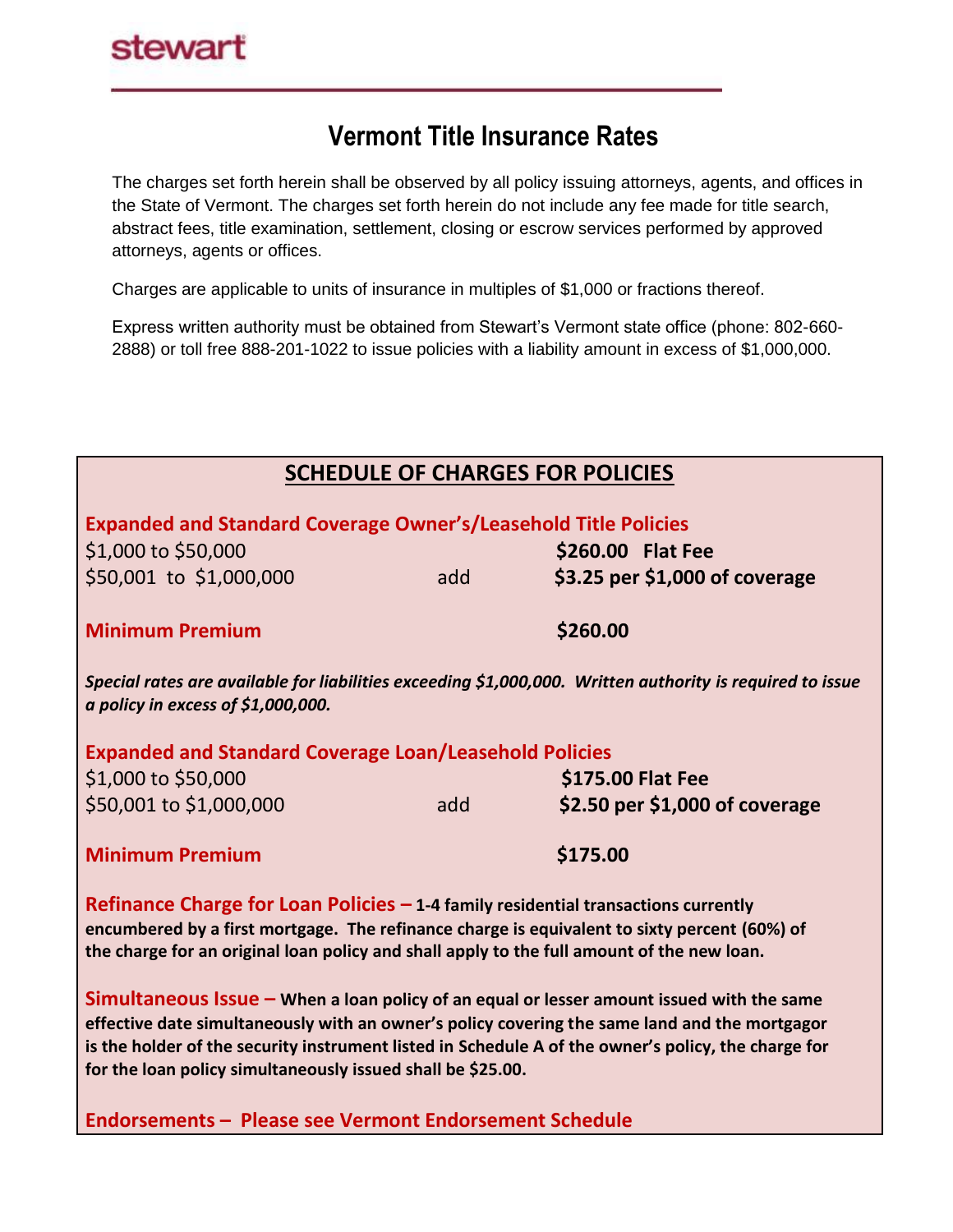stewart

# Vermont Title Insurance Rates

The charges set forth herein shall be observed by all policy issuing attorneys, agents, and offices in the State of Vermont. The charges set forth herein do not include any fee made for title search, abstract fees, title examination, settlement, closing or escrow services performed by approved attorneys, agents or offices.

Charges are applicable to units of insurance in multiples of $1,000 or fractions thereof.

Express written authority must be obtained from Stewart's Vermont state office (phone: 802-660-2888) or toll free 888-201-1022 to issue policies with a liability amount in excess of $1,000,000.

## SCHEDULE OF CHARGES FOR POLICIES

### Expanded and Standard Coverage Owner's/Leasehold Title Policies

| | | |
|---|---|---|
| $1,000 to $50,000 | | **$260.00 Flat Fee** |
| $50,001 to $1,000,000 | add | **$3.25 per $1,000 of coverage** |

**Minimum Premium** **$260.00**

***Special rates are available for liabilities exceeding $1,000,000. Written authority is required to issue a policy in excess of $1,000,000.***

### Expanded and Standard Coverage Loan/Leasehold Policies

| | | |
|---|---|---|
| $1,000 to $50,000 | | **$175.00 Flat Fee** |
| $50,001 to $1,000,000 | add | **$2.50 per $1,000 of coverage** |

**Minimum Premium** **$175.00**

**Refinance Charge for Loan Policies – 1-4 family residential transactions currently encumbered by a first mortgage. The refinance charge is equivalent to sixty percent (60%) of the charge for an original loan policy and shall apply to the full amount of the new loan.**

**Simultaneous Issue – When a loan policy of an equal or lesser amount issued with the same effective date simultaneously with an owner's policy covering the same land and the mortgagor is the holder of the security instrument listed in Schedule A of the owner's policy, the charge for for the loan policy simultaneously issued shall be $25.00.**

**Endorsements – Please see Vermont Endorsement Schedule**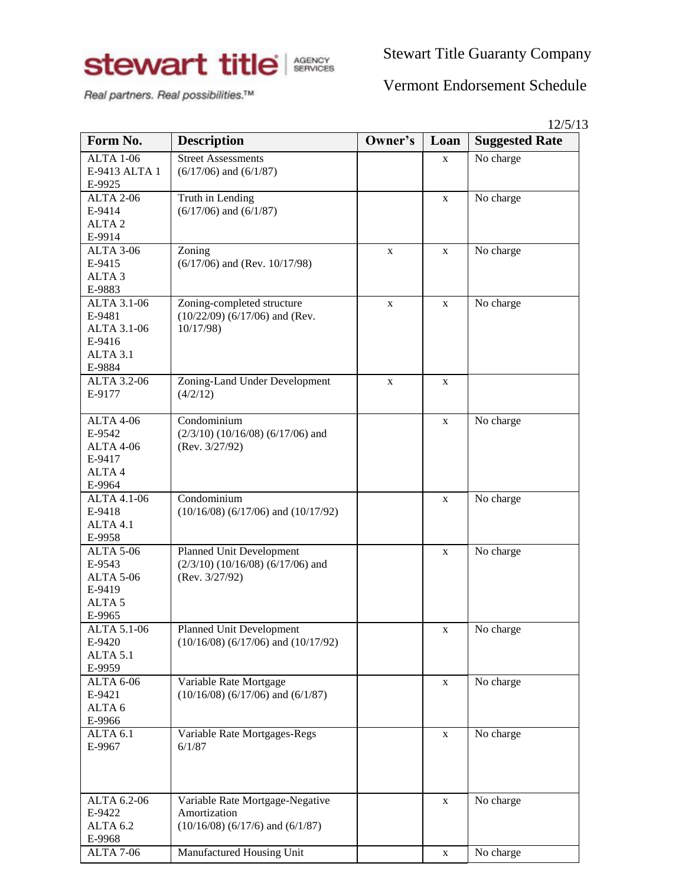Stewart Title Guaranty Company

Vermont Endorsement Schedule

12/5/13

| Form No. | Description | Owner's | Loan | Suggested Rate |
|---|---|---|---|---|
| ALTA 1-06 E-9413 ALTA 1 E-9925 | Street Assessments (6/17/06) and (6/1/87) | | x | No charge |
| ALTA 2-06 E-9414 ALTA 2 E-9914 | Truth in Lending (6/17/06) and (6/1/87) | | x | No charge |
| ALTA 3-06 E-9415 ALTA 3 E-9883 | Zoning (6/17/06) and (Rev. 10/17/98) | x | x | No charge |
| ALTA 3.1-06 E-9481 ALTA 3.1-06 E-9416 ALTA 3.1 E-9884 | Zoning-completed structure (10/22/09) (6/17/06) and (Rev. 10/17/98) | x | x | No charge |
| ALTA 3.2-06 E-9177 | Zoning-Land Under Development (4/2/12) | x | x | |
| ALTA 4-06 E-9542 ALTA 4-06 E-9417 ALTA 4 E-9964 | Condominium (2/3/10) (10/16/08) (6/17/06) and (Rev. 3/27/92) | | x | No charge |
| ALTA 4.1-06 E-9418 ALTA 4.1 E-9958 | Condominium (10/16/08) (6/17/06) and (10/17/92) | | x | No charge |
| ALTA 5-06 E-9543 ALTA 5-06 E-9419 ALTA 5 E-9965 | Planned Unit Development (2/3/10) (10/16/08) (6/17/06) and (Rev. 3/27/92) | | x | No charge |
| ALTA 5.1-06 E-9420 ALTA 5.1 E-9959 | Planned Unit Development (10/16/08) (6/17/06) and (10/17/92) | | x | No charge |
| ALTA 6-06 E-9421 ALTA 6 E-9966 | Variable Rate Mortgage (10/16/08) (6/17/06) and (6/1/87) | | x | No charge |
| ALTA 6.1 E-9967 | Variable Rate Mortgages-Regs 6/1/87 | | x | No charge |
| ALTA 6.2-06 E-9422 ALTA 6.2 E-9968 | Variable Rate Mortgage-Negative Amortization (10/16/08) (6/17/6) and (6/1/87) | | x | No charge |
| ALTA 7-06 | Manufactured Housing Unit | | x | No charge |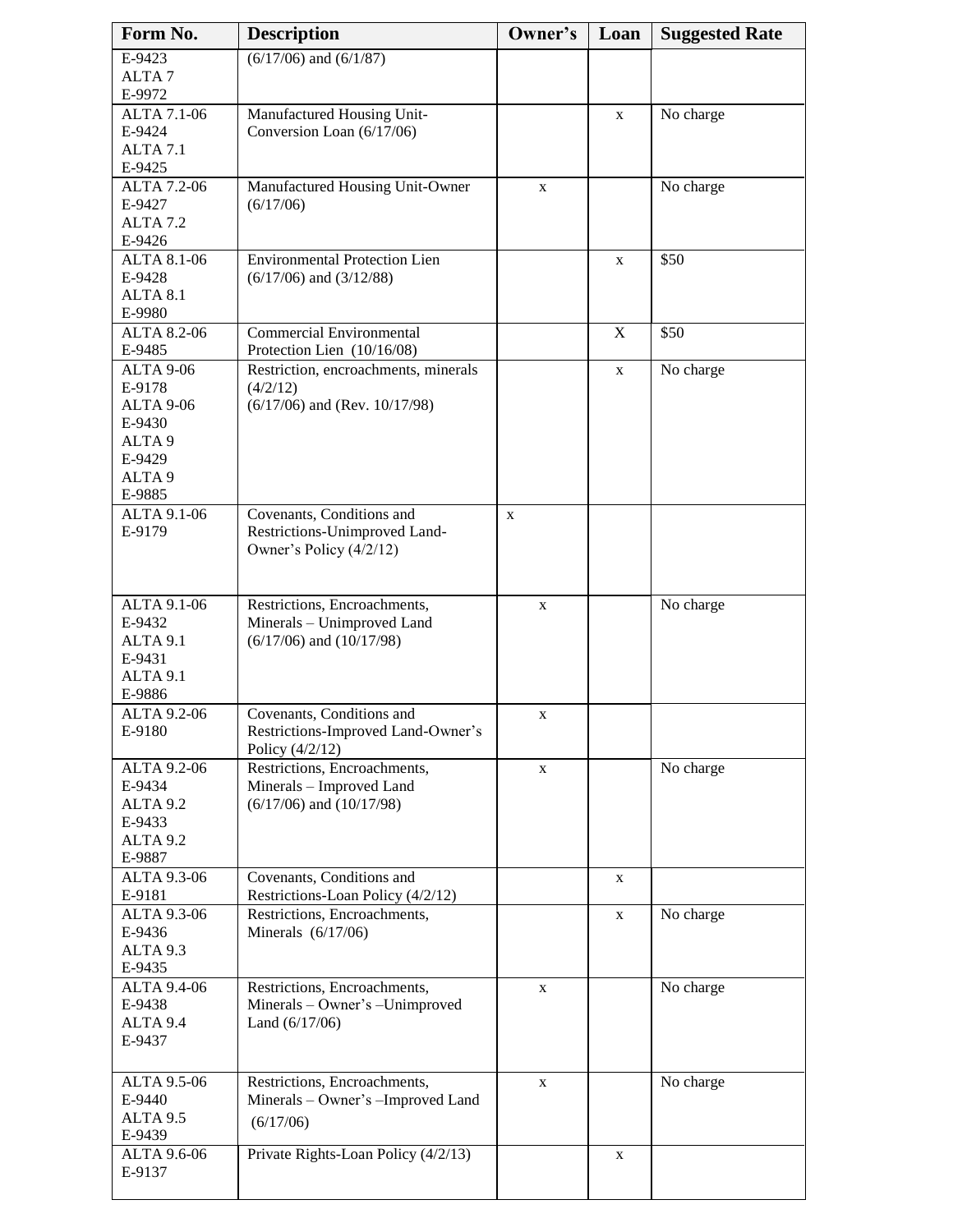| Form No. | Description | Owner's | Loan | Suggested Rate |
|---|---|---|---|---|
| E-9423<br>ALTA 7<br>E-9972 | (6/17/06) and (6/1/87) | | | |
| ALTA 7.1-06<br>E-9424<br>ALTA 7.1<br>E-9425 | Manufactured Housing Unit-Conversion Loan (6/17/06) | | x | No charge |
| ALTA 7.2-06<br>E-9427<br>ALTA 7.2<br>E-9426 | Manufactured Housing Unit-Owner (6/17/06) | x | | No charge |
| ALTA 8.1-06<br>E-9428<br>ALTA 8.1<br>E-9980 | Environmental Protection Lien (6/17/06) and (3/12/88) | | x | $50 |
| ALTA 8.2-06<br>E-9485 | Commercial Environmental Protection Lien (10/16/08) | | X | $50 |
| ALTA 9-06<br>E-9178<br>ALTA 9-06<br>E-9430<br>ALTA 9<br>E-9429<br>ALTA 9<br>E-9885 | Restriction, encroachments, minerals (4/2/12)<br>(6/17/06) and (Rev. 10/17/98) | | x | No charge |
| ALTA 9.1-06<br>E-9179 | Covenants, Conditions and Restrictions-Unimproved Land-Owner's Policy (4/2/12) | x | | |
| ALTA 9.1-06<br>E-9432<br>ALTA 9.1<br>E-9431<br>ALTA 9.1<br>E-9886 | Restrictions, Encroachments, Minerals – Unimproved Land (6/17/06) and (10/17/98) | x | | No charge |
| ALTA 9.2-06<br>E-9180 | Covenants, Conditions and Restrictions-Improved Land-Owner's Policy (4/2/12) | x | | |
| ALTA 9.2-06<br>E-9434<br>ALTA 9.2<br>E-9433<br>ALTA 9.2<br>E-9887 | Restrictions, Encroachments, Minerals – Improved Land (6/17/06) and (10/17/98) | x | | No charge |
| ALTA 9.3-06<br>E-9181 | Covenants, Conditions and Restrictions-Loan Policy (4/2/12) | | x | |
| ALTA 9.3-06<br>E-9436<br>ALTA 9.3<br>E-9435 | Restrictions, Encroachments, Minerals (6/17/06) | | x | No charge |
| ALTA 9.4-06<br>E-9438<br>ALTA 9.4<br>E-9437 | Restrictions, Encroachments, Minerals – Owner's –Unimproved Land (6/17/06) | x | | No charge |
| ALTA 9.5-06<br>E-9440<br>ALTA 9.5<br>E-9439 | Restrictions, Encroachments, Minerals – Owner's –Improved Land (6/17/06) | x | | No charge |
| ALTA 9.6-06<br>E-9137 | Private Rights-Loan Policy (4/2/13) | | x | |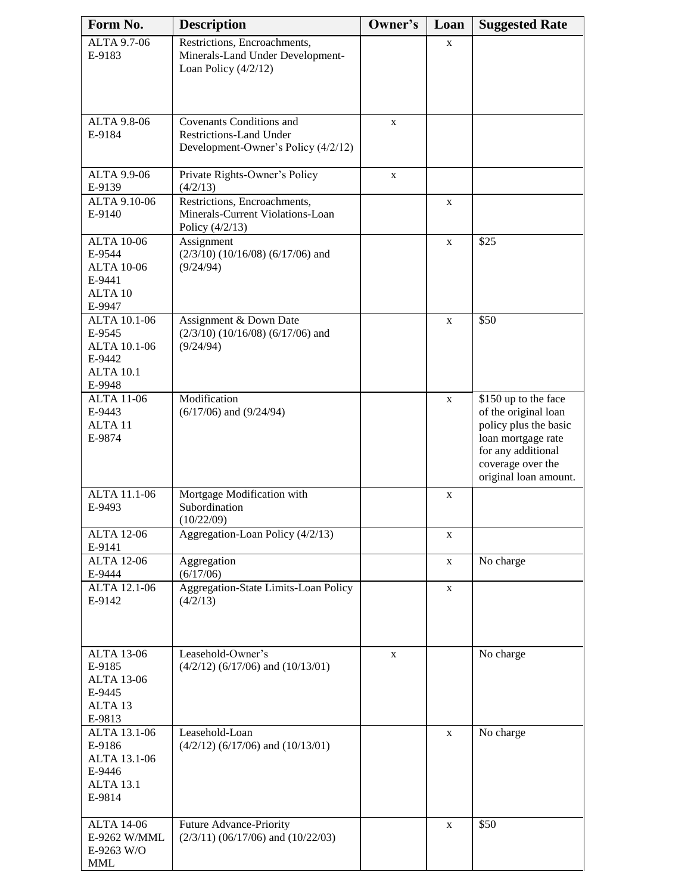| Form No. | Description | Owner's | Loan | Suggested Rate |
|---|---|---|---|---|
| ALTA 9.7-06<br>E-9183 | Restrictions, Encroachments, Minerals-Land Under Development-Loan Policy (4/2/12) | | x | |
| ALTA 9.8-06<br>E-9184 | Covenants Conditions and Restrictions-Land Under Development-Owner's Policy (4/2/12) | x | | |
| ALTA 9.9-06<br>E-9139 | Private Rights-Owner's Policy (4/2/13) | x | | |
| ALTA 9.10-06<br>E-9140 | Restrictions, Encroachments, Minerals-Current Violations-Loan Policy (4/2/13) | | x | |
| ALTA 10-06<br>E-9544<br>ALTA 10-06<br>E-9441<br>ALTA 10<br>E-9947 | Assignment<br>(2/3/10) (10/16/08) (6/17/06) and (9/24/94) | | x | $25 |
| ALTA 10.1-06<br>E-9545<br>ALTA 10.1-06<br>E-9442<br>ALTA 10.1<br>E-9948 | Assignment & Down Date<br>(2/3/10) (10/16/08) (6/17/06) and (9/24/94) | | x | $50 |
| ALTA 11-06<br>E-9443<br>ALTA 11<br>E-9874 | Modification<br>(6/17/06) and (9/24/94) | | x | $150 up to the face of the original loan policy plus the basic loan mortgage rate for any additional coverage over the original loan amount. |
| ALTA 11.1-06<br>E-9493 | Mortgage Modification with Subordination<br>(10/22/09) | | x | |
| ALTA 12-06<br>E-9141 | Aggregation-Loan Policy (4/2/13) | | x | |
| ALTA 12-06<br>E-9444 | Aggregation<br>(6/17/06) | | x | No charge |
| ALTA 12.1-06<br>E-9142 | Aggregation-State Limits-Loan Policy (4/2/13) | | x | |
| ALTA 13-06<br>E-9185<br>ALTA 13-06<br>E-9445<br>ALTA 13<br>E-9813 | Leasehold-Owner's<br>(4/2/12) (6/17/06) and (10/13/01) | x | | No charge |
| ALTA 13.1-06<br>E-9186<br>ALTA 13.1-06<br>E-9446<br>ALTA 13.1<br>E-9814 | Leasehold-Loan<br>(4/2/12) (6/17/06) and (10/13/01) | | x | No charge |
| ALTA 14-06<br>E-9262 W/MML<br>E-9263 W/O MML | Future Advance-Priority<br>(2/3/11) (06/17/06) and (10/22/03) | | x | $50 |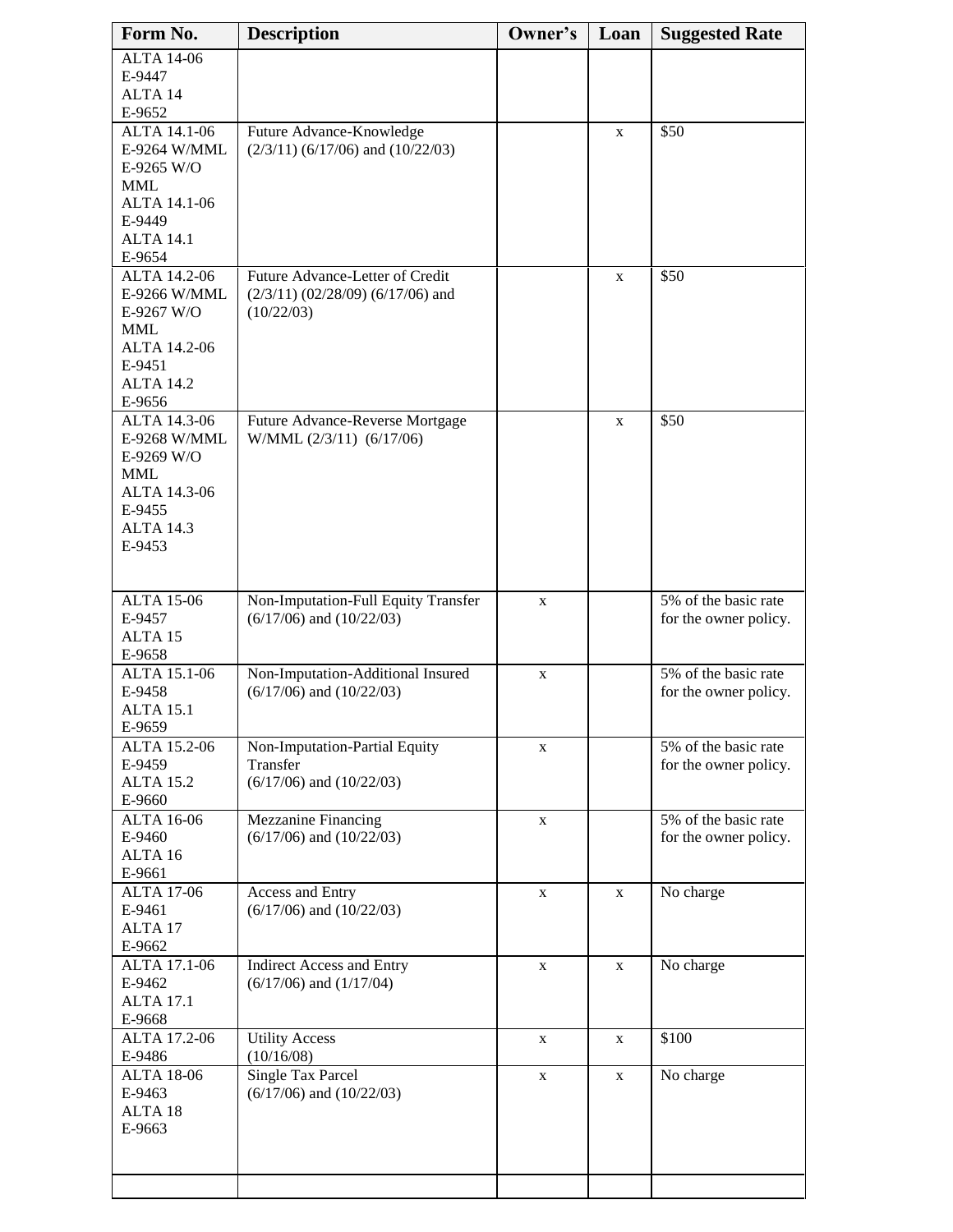| Form No. | Description | Owner's | Loan | Suggested Rate |
|---|---|---|---|---|
| ALTA 14-06<br>E-9447<br>ALTA 14<br>E-9652 | | | | |
| ALTA 14.1-06<br>E-9264 W/MML<br>E-9265 W/O MML<br>ALTA 14.1-06<br>E-9449<br>ALTA 14.1<br>E-9654 | Future Advance-Knowledge (2/3/11) (6/17/06) and (10/22/03) | | x | $50 |
| ALTA 14.2-06<br>E-9266 W/MML<br>E-9267 W/O MML<br>ALTA 14.2-06<br>E-9451<br>ALTA 14.2<br>E-9656 | Future Advance-Letter of Credit (2/3/11) (02/28/09) (6/17/06) and (10/22/03) | | x | $50 |
| ALTA 14.3-06<br>E-9268 W/MML<br>E-9269 W/O MML<br>ALTA 14.3-06<br>E-9455<br>ALTA 14.3<br>E-9453 | Future Advance-Reverse Mortgage W/MML (2/3/11) (6/17/06) | | x | $50 |
| ALTA 15-06<br>E-9457<br>ALTA 15<br>E-9658 | Non-Imputation-Full Equity Transfer (6/17/06) and (10/22/03) | x | | 5% of the basic rate for the owner policy. |
| ALTA 15.1-06<br>E-9458<br>ALTA 15.1<br>E-9659 | Non-Imputation-Additional Insured (6/17/06) and (10/22/03) | x | | 5% of the basic rate for the owner policy. |
| ALTA 15.2-06<br>E-9459<br>ALTA 15.2<br>E-9660 | Non-Imputation-Partial Equity Transfer (6/17/06) and (10/22/03) | x | | 5% of the basic rate for the owner policy. |
| ALTA 16-06<br>E-9460<br>ALTA 16<br>E-9661 | Mezzanine Financing (6/17/06) and (10/22/03) | x | | 5% of the basic rate for the owner policy. |
| ALTA 17-06<br>E-9461<br>ALTA 17<br>E-9662 | Access and Entry (6/17/06) and (10/22/03) | x | x | No charge |
| ALTA 17.1-06<br>E-9462<br>ALTA 17.1<br>E-9668 | Indirect Access and Entry (6/17/06) and (1/17/04) | x | x | No charge |
| ALTA 17.2-06<br>E-9486 | Utility Access (10/16/08) | x | x | $100 |
| ALTA 18-06<br>E-9463<br>ALTA 18<br>E-9663 | Single Tax Parcel (6/17/06) and (10/22/03) | x | x | No charge |
| | | | | |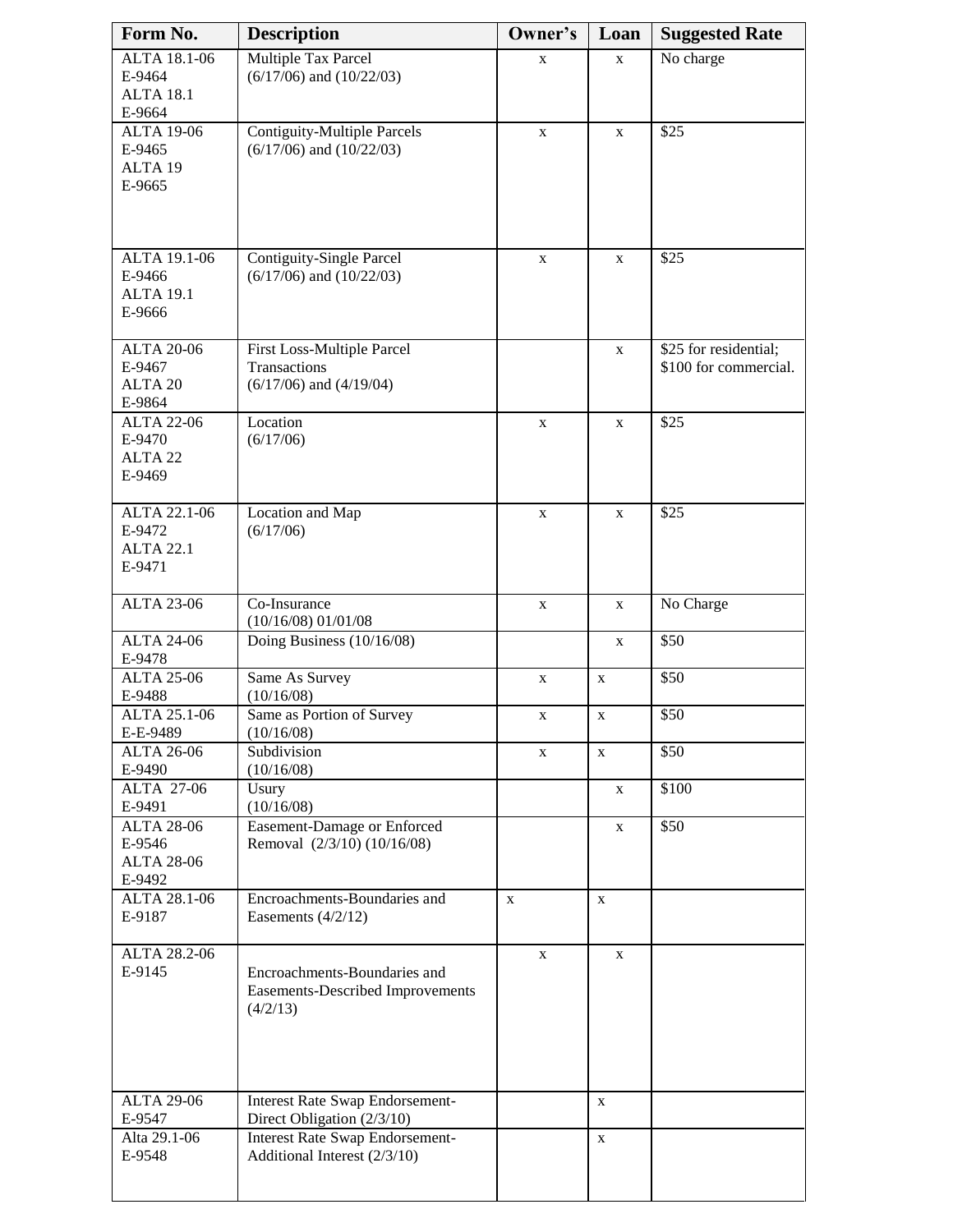| Form No. | Description | Owner's | Loan | Suggested Rate |
|---|---|---|---|---|
| ALTA 18.1-06 E-9464 ALTA 18.1 E-9664 | Multiple Tax Parcel (6/17/06) and (10/22/03) | x | x | No charge |
| ALTA 19-06 E-9465 ALTA 19 E-9665 | Contiguity-Multiple Parcels (6/17/06) and (10/22/03) | x | x | $25 |
| ALTA 19.1-06 E-9466 ALTA 19.1 E-9666 | Contiguity-Single Parcel (6/17/06) and (10/22/03) | x | x | $25 |
| ALTA 20-06 E-9467 ALTA 20 E-9864 | First Loss-Multiple Parcel Transactions (6/17/06) and (4/19/04) | | x | $25 for residential; $100 for commercial. |
| ALTA 22-06 E-9470 ALTA 22 E-9469 | Location (6/17/06) | x | x | $25 |
| ALTA 22.1-06 E-9472 ALTA 22.1 E-9471 | Location and Map (6/17/06) | x | x | $25 |
| ALTA 23-06 | Co-Insurance (10/16/08) 01/01/08 | x | x | No Charge |
| ALTA 24-06 E-9478 | Doing Business (10/16/08) | | x | $50 |
| ALTA 25-06 E-9488 | Same As Survey (10/16/08) | x | x | $50 |
| ALTA 25.1-06 E-E-9489 | Same as Portion of Survey (10/16/08) | x | x | $50 |
| ALTA 26-06 E-9490 | Subdivision (10/16/08) | x | x | $50 |
| ALTA 27-06 E-9491 | Usury (10/16/08) | | x | $100 |
| ALTA 28-06 E-9546 ALTA 28-06 E-9492 | Easement-Damage or Enforced Removal (2/3/10) (10/16/08) | | x | $50 |
| ALTA 28.1-06 E-9187 | Encroachments-Boundaries and Easements (4/2/12) | x | x | |
| ALTA 28.2-06 E-9145 | Encroachments-Boundaries and Easements-Described Improvements (4/2/13) | x | x | |
| ALTA 29-06 E-9547 | Interest Rate Swap Endorsement-Direct Obligation (2/3/10) | | x | |
| Alta 29.1-06 E-9548 | Interest Rate Swap Endorsement-Additional Interest (2/3/10) | | x | |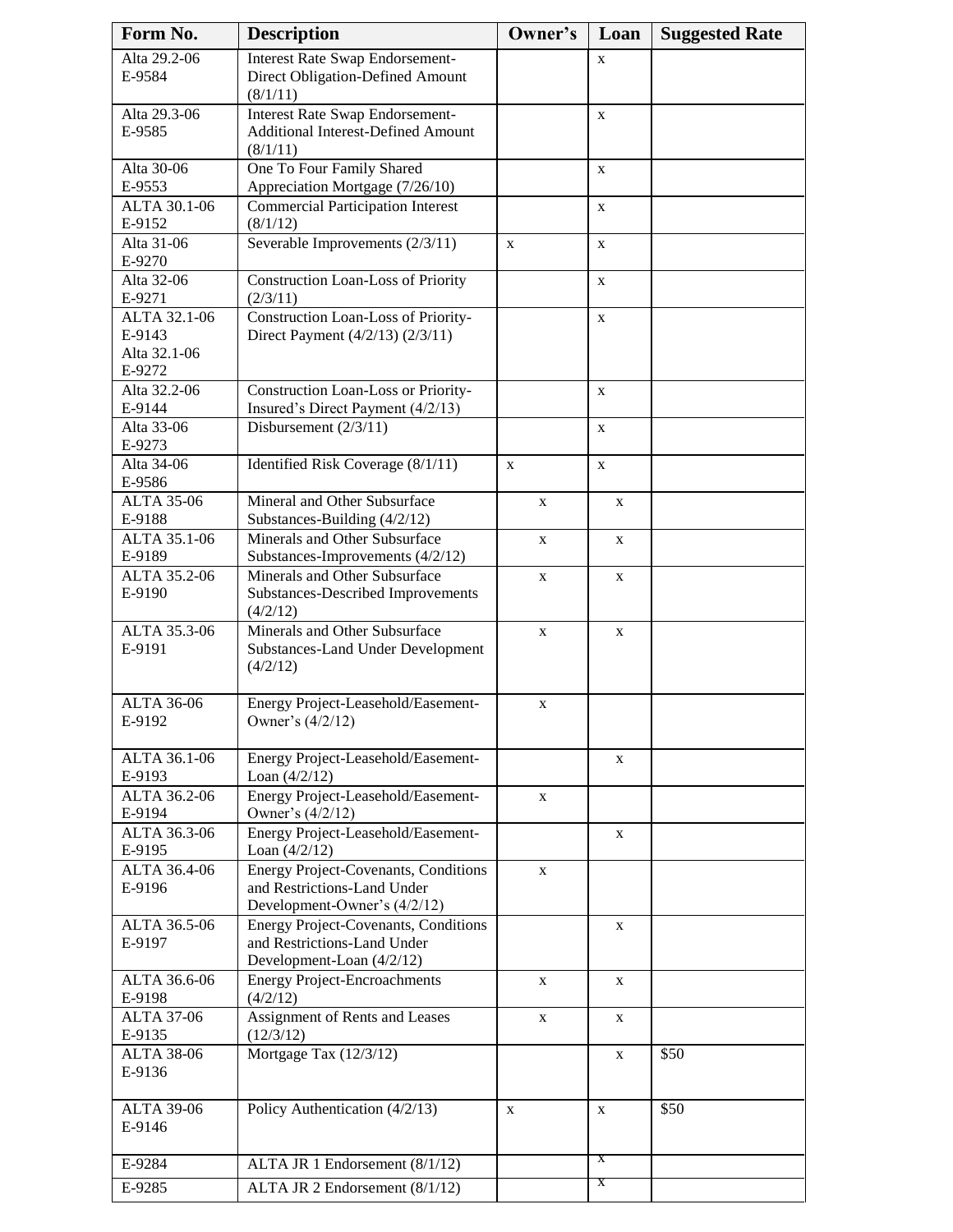| Form No. | Description | Owner's | Loan | Suggested Rate |
|---|---|---|---|---|
| Alta 29.2-06 E-9584 | Interest Rate Swap Endorsement-Direct Obligation-Defined Amount (8/1/11) | | x | |
| Alta 29.3-06 E-9585 | Interest Rate Swap Endorsement-Additional Interest-Defined Amount (8/1/11) | | x | |
| Alta 30-06 E-9553 | One To Four Family Shared Appreciation Mortgage (7/26/10) | | x | |
| ALTA 30.1-06 E-9152 | Commercial Participation Interest (8/1/12) | | x | |
| Alta 31-06 E-9270 | Severable Improvements (2/3/11) | x | x | |
| Alta 32-06 E-9271 | Construction Loan-Loss of Priority (2/3/11) | | x | |
| ALTA 32.1-06 E-9143 Alta 32.1-06 E-9272 | Construction Loan-Loss of Priority-Direct Payment (4/2/13) (2/3/11) | | x | |
| Alta 32.2-06 E-9144 | Construction Loan-Loss or Priority-Insured's Direct Payment (4/2/13) | | x | |
| Alta 33-06 E-9273 | Disbursement (2/3/11) | | x | |
| Alta 34-06 E-9586 | Identified Risk Coverage (8/1/11) | x | x | |
| ALTA 35-06 E-9188 | Mineral and Other Subsurface Substances-Building (4/2/12) | x | x | |
| ALTA 35.1-06 E-9189 | Minerals and Other Subsurface Substances-Improvements (4/2/12) | x | x | |
| ALTA 35.2-06 E-9190 | Minerals and Other Subsurface Substances-Described Improvements (4/2/12) | x | x | |
| ALTA 35.3-06 E-9191 | Minerals and Other Subsurface Substances-Land Under Development (4/2/12) | x | x | |
| ALTA 36-06 E-9192 | Energy Project-Leasehold/Easement-Owner's (4/2/12) | x | | |
| ALTA 36.1-06 E-9193 | Energy Project-Leasehold/Easement-Loan (4/2/12) | | x | |
| ALTA 36.2-06 E-9194 | Energy Project-Leasehold/Easement-Owner's (4/2/12) | x | | |
| ALTA 36.3-06 E-9195 | Energy Project-Leasehold/Easement-Loan (4/2/12) | | x | |
| ALTA 36.4-06 E-9196 | Energy Project-Covenants, Conditions and Restrictions-Land Under Development-Owner's (4/2/12) | x | | |
| ALTA 36.5-06 E-9197 | Energy Project-Covenants, Conditions and Restrictions-Land Under Development-Loan (4/2/12) | | x | |
| ALTA 36.6-06 E-9198 | Energy Project-Encroachments (4/2/12) | x | x | |
| ALTA 37-06 E-9135 | Assignment of Rents and Leases (12/3/12) | x | x | |
| ALTA 38-06 E-9136 | Mortgage Tax (12/3/12) | | x | $50 |
| ALTA 39-06 E-9146 | Policy Authentication (4/2/13) | x | x | $50 |
| E-9284 | ALTA JR 1 Endorsement (8/1/12) | | x | |
| E-9285 | ALTA JR 2 Endorsement (8/1/12) | | x | |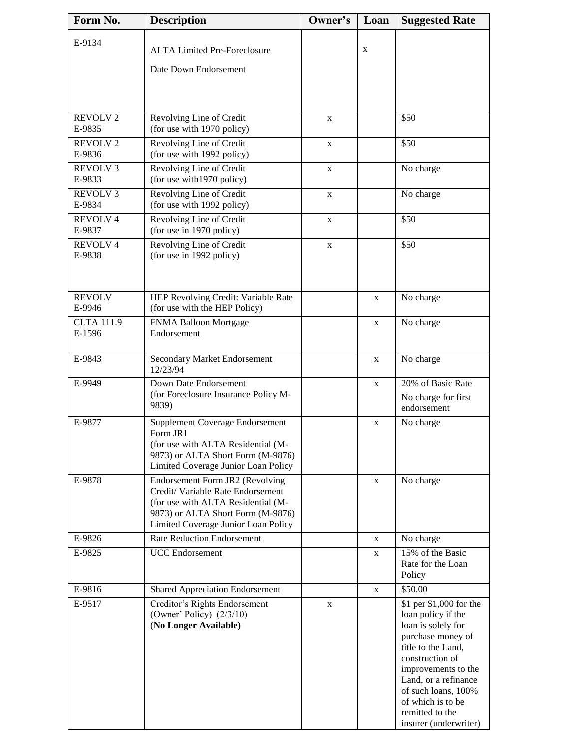| Form No. | Description | Owner's | Loan | Suggested Rate |
| --- | --- | --- | --- | --- |
| E-9134 | ALTA Limited Pre-Foreclosure Date Down Endorsement | | x | |
| REVOLV 2 E-9835 | Revolving Line of Credit (for use with 1970 policy) | x | | $50 |
| REVOLV 2 E-9836 | Revolving Line of Credit (for use with 1992 policy) | x | | $50 |
| REVOLV 3 E-9833 | Revolving Line of Credit (for use with1970 policy) | x | | No charge |
| REVOLV 3 E-9834 | Revolving Line of Credit (for use with 1992 policy) | x | | No charge |
| REVOLV 4 E-9837 | Revolving Line of Credit (for use in 1970 policy) | x | | $50 |
| REVOLV 4 E-9838 | Revolving Line of Credit (for use in 1992 policy) | x | | $50 |
| REVOLV E-9946 | HEP Revolving Credit: Variable Rate (for use with the HEP Policy) | | x | No charge |
| CLTA 111.9 E-1596 | FNMA Balloon Mortgage Endorsement | | x | No charge |
| E-9843 | Secondary Market Endorsement 12/23/94 | | x | No charge |
| E-9949 | Down Date Endorsement (for Foreclosure Insurance Policy M-9839) | | x | 20% of Basic Rate<br>No charge for first endorsement |
| E-9877 | Supplement Coverage Endorsement Form JR1 (for use with ALTA Residential (M-9873) or ALTA Short Form (M-9876) Limited Coverage Junior Loan Policy | | x | No charge |
| E-9878 | Endorsement Form JR2 (Revolving Credit/ Variable Rate Endorsement (for use with ALTA Residential (M-9873) or ALTA Short Form (M-9876) Limited Coverage Junior Loan Policy | | x | No charge |
| E-9826 | Rate Reduction Endorsement | | x | No charge |
| E-9825 | UCC Endorsement | | x | 15% of the Basic Rate for the Loan Policy |
| E-9816 | Shared Appreciation Endorsement | | x | $50.00 |
| E-9517 | Creditor's Rights Endorsement (Owner' Policy) (2/3/10) (**No Longer Available**) | x | | $1 per $1,000 for the loan policy if the loan is solely for purchase money of title to the Land, construction of improvements to the Land, or a refinance of such loans, 100% of which is to be remitted to the insurer (underwriter) |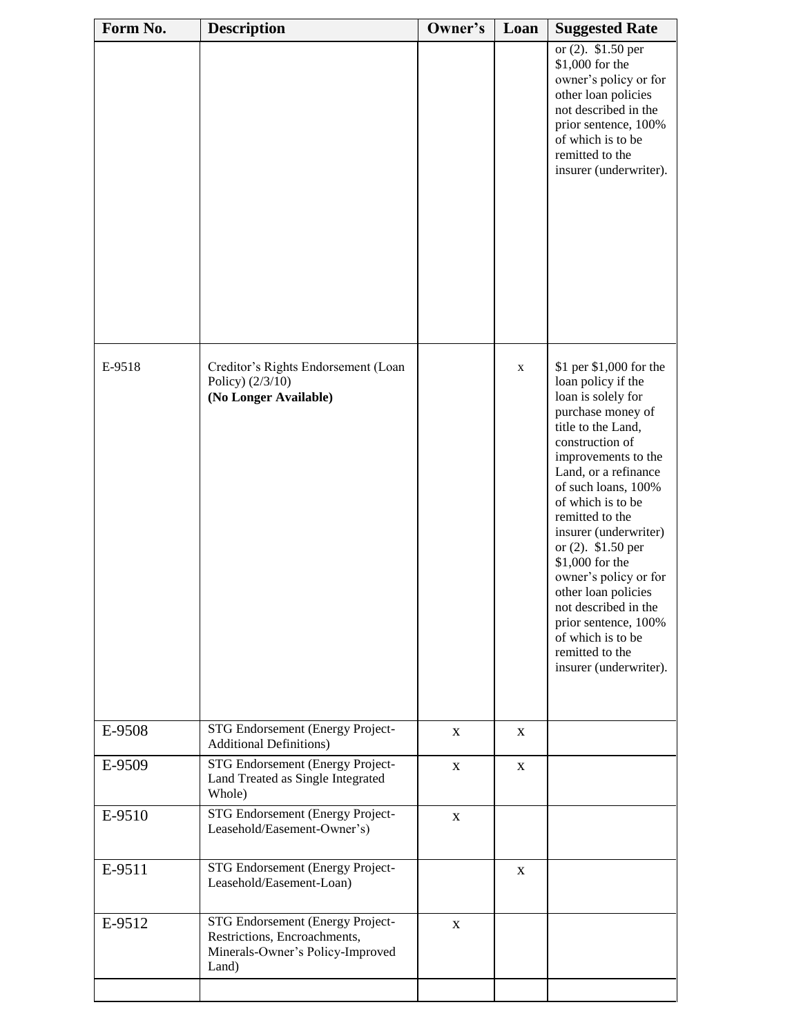| Form No. | Description | Owner's | Loan | Suggested Rate |
|---|---|---|---|---|
| | | | | or (2). $1.50 per $1,000 for the owner's policy or for other loan policies not described in the prior sentence, 100% of which is to be remitted to the insurer (underwriter). |
| E-9518 | Creditor's Rights Endorsement (Loan Policy) (2/3/10) **(No Longer Available)** | | x | $1 per $1,000 for the loan policy if the loan is solely for purchase money of title to the Land, construction of improvements to the Land, or a refinance of such loans, 100% of which is to be remitted to the insurer (underwriter) or (2). $1.50 per $1,000 for the owner's policy or for other loan policies not described in the prior sentence, 100% of which is to be remitted to the insurer (underwriter). |
| E-9508 | STG Endorsement (Energy Project-Additional Definitions) | x | x | |
| E-9509 | STG Endorsement (Energy Project-Land Treated as Single Integrated Whole) | x | x | |
| E-9510 | STG Endorsement (Energy Project-Leasehold/Easement-Owner's) | x | | |
| E-9511 | STG Endorsement (Energy Project-Leasehold/Easement-Loan) | | x | |
| E-9512 | STG Endorsement (Energy Project-Restrictions, Encroachments, Minerals-Owner's Policy-Improved Land) | x | | |
| | | | | |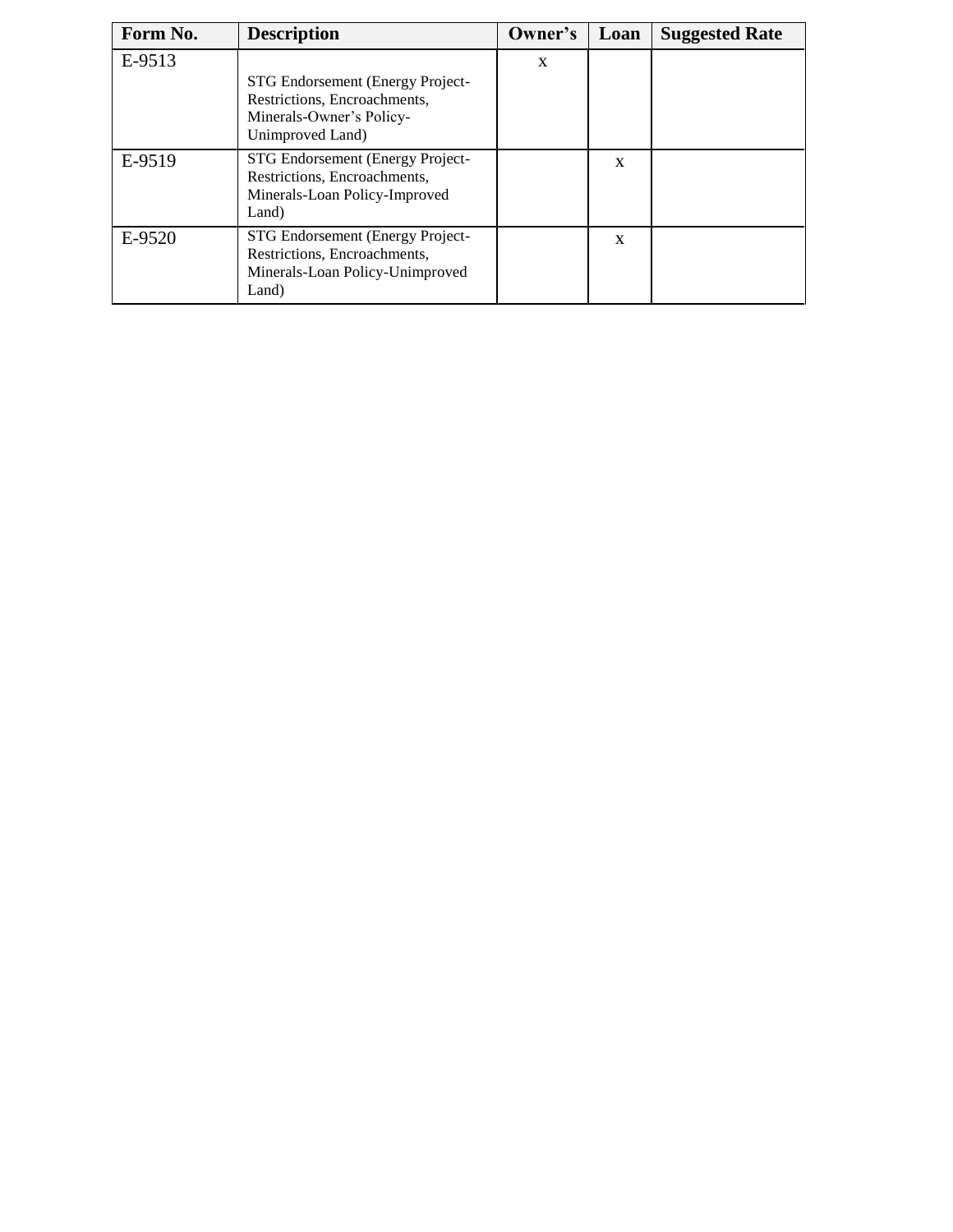| Form No. | Description | Owner's | Loan | Suggested Rate |
|---|---|---|---|---|
| E-9513 | STG Endorsement (Energy Project-Restrictions, Encroachments, Minerals-Owner's Policy-Unimproved Land) | x | | |
| E-9519 | STG Endorsement (Energy Project-Restrictions, Encroachments, Minerals-Loan Policy-Improved Land) | | x | |
| E-9520 | STG Endorsement (Energy Project-Restrictions, Encroachments, Minerals-Loan Policy-Unimproved Land) | | x | |